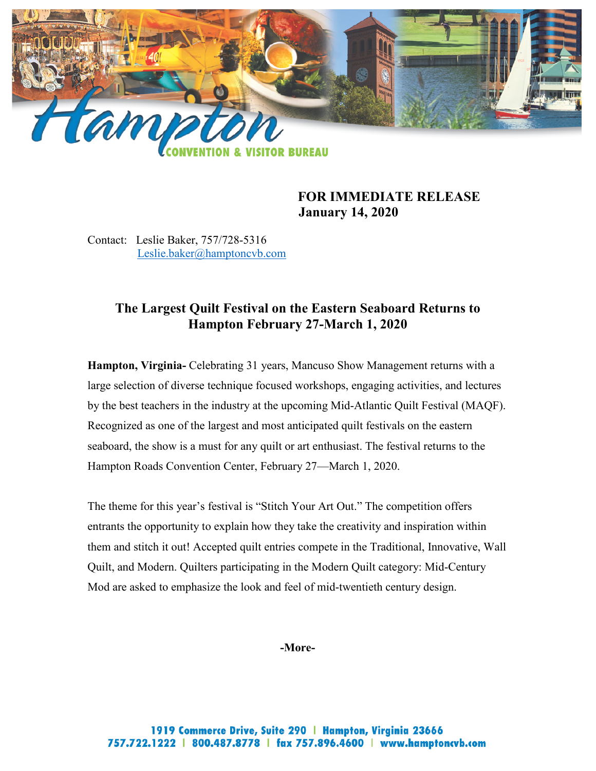**FOR IMMEDIATE RELEASE**
**January 14, 2020**

Contact: Leslie Baker, 757/728-5316
Leslie.baker@hamptoncvb.com

## The Largest Quilt Festival on the Eastern Seaboard Returns to Hampton February 27-March 1, 2020

**Hampton, Virginia-** Celebrating 31 years, Mancuso Show Management returns with a large selection of diverse technique focused workshops, engaging activities, and lectures by the best teachers in the industry at the upcoming Mid-Atlantic Quilt Festival (MAQF). Recognized as one of the largest and most anticipated quilt festivals on the eastern seaboard, the show is a must for any quilt or art enthusiast. The festival returns to the Hampton Roads Convention Center, February 27—March 1, 2020.

The theme for this year's festival is "Stitch Your Art Out." The competition offers entrants the opportunity to explain how they take the creativity and inspiration within them and stitch it out! Accepted quilt entries compete in the Traditional, Innovative, Wall Quilt, and Modern. Quilters participating in the Modern Quilt category: Mid-Century Mod are asked to emphasize the look and feel of mid-twentieth century design.

**-More-**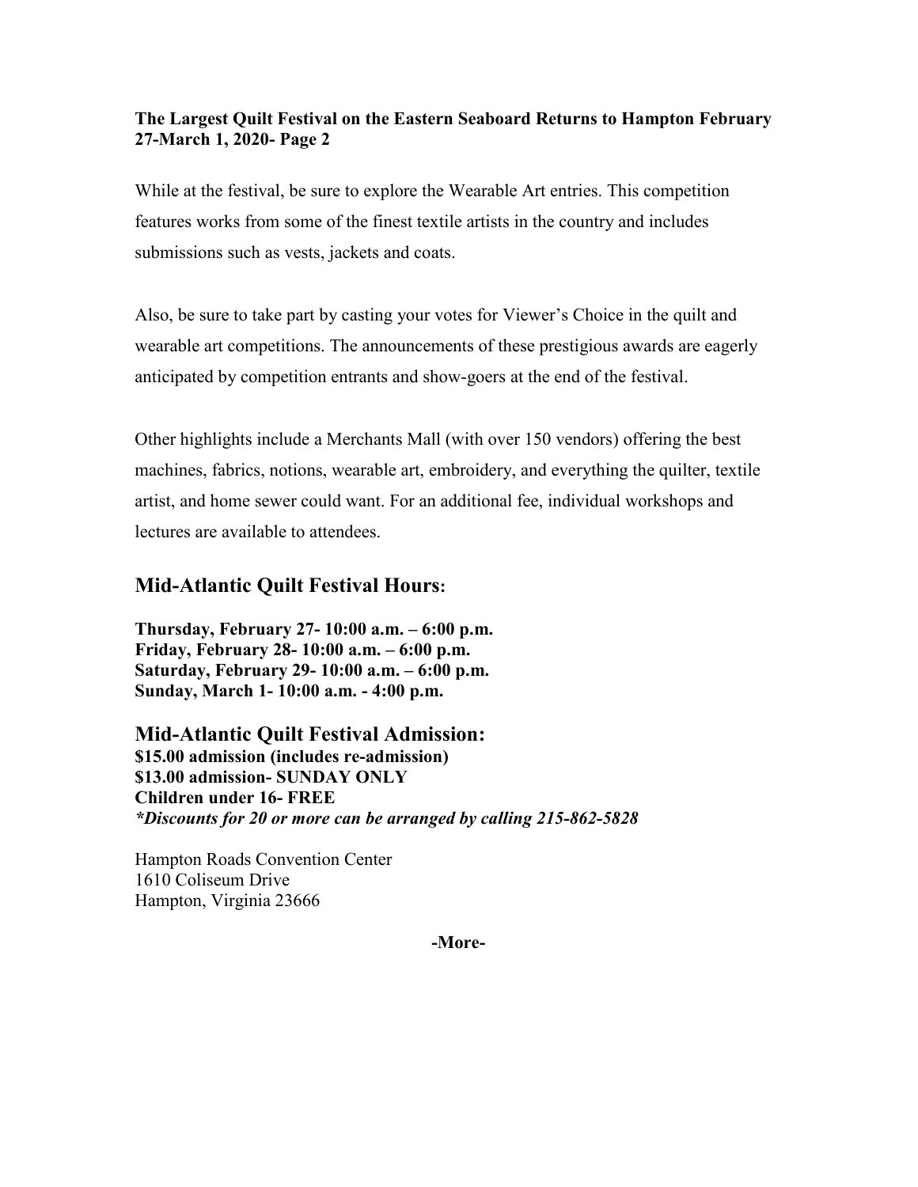**The Largest Quilt Festival on the Eastern Seaboard Returns to Hampton February 27-March 1, 2020- Page 2**

While at the festival, be sure to explore the Wearable Art entries. This competition features works from some of the finest textile artists in the country and includes submissions such as vests, jackets and coats.

Also, be sure to take part by casting your votes for Viewer's Choice in the quilt and wearable art competitions. The announcements of these prestigious awards are eagerly anticipated by competition entrants and show-goers at the end of the festival.

Other highlights include a Merchants Mall (with over 150 vendors) offering the best machines, fabrics, notions, wearable art, embroidery, and everything the quilter, textile artist, and home sewer could want. For an additional fee, individual workshops and lectures are available to attendees.

## Mid-Atlantic Quilt Festival Hours:

**Thursday, February 27- 10:00 a.m. – 6:00 p.m.**
**Friday, February 28- 10:00 a.m. – 6:00 p.m.**
**Saturday, February 29- 10:00 a.m. – 6:00 p.m.**
**Sunday, March 1- 10:00 a.m. - 4:00 p.m.**

## Mid-Atlantic Quilt Festival Admission:

**$15.00 admission (includes re-admission)**
**$13.00 admission- SUNDAY ONLY**
**Children under 16- FREE**
***Discounts for 20 or more can be arranged by calling 215-862-5828***

Hampton Roads Convention Center
1610 Coliseum Drive
Hampton, Virginia 23666

**-More-**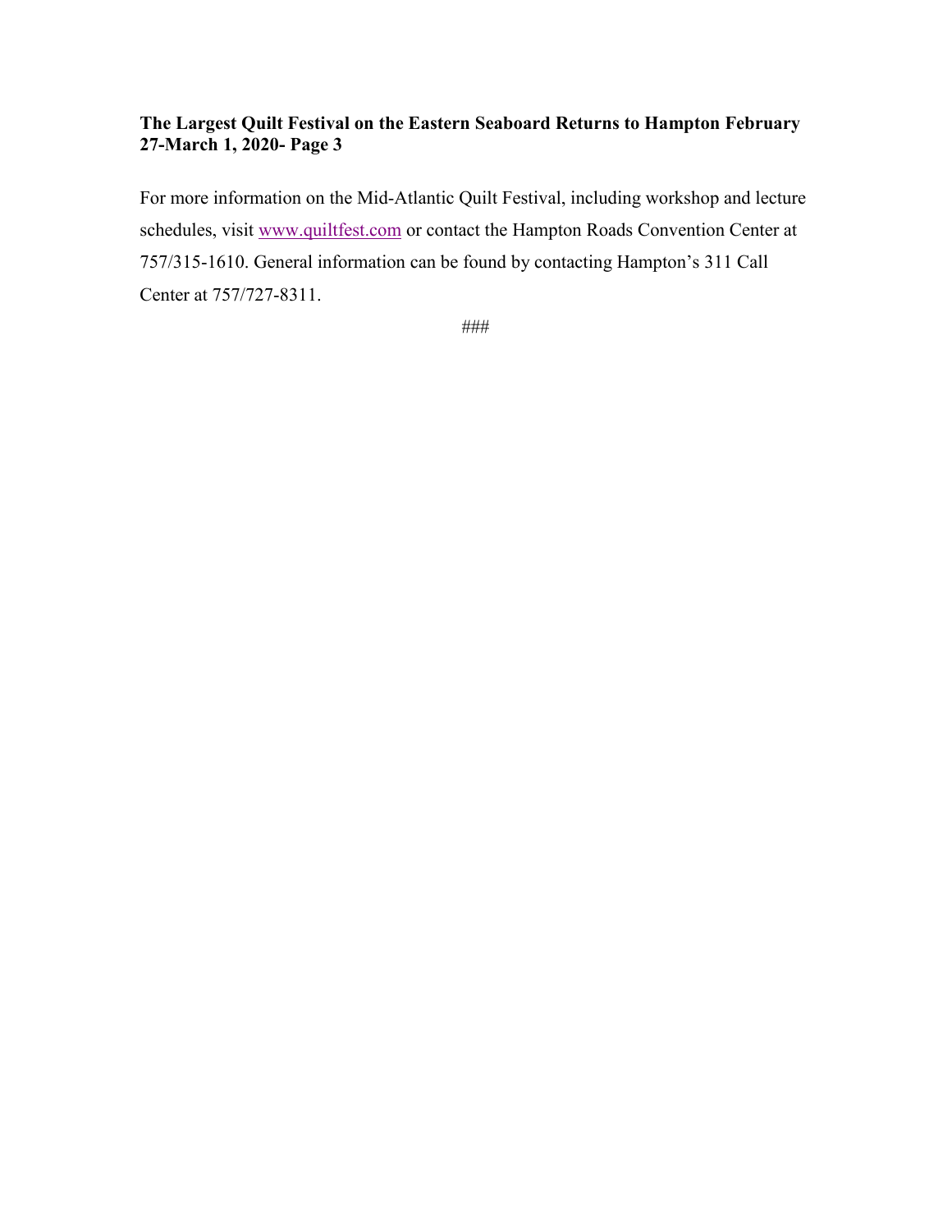For more information on the Mid-Atlantic Quilt Festival, including workshop and lecture schedules, visit www.quiltfest.com or contact the Hampton Roads Convention Center at 757/315-1610. General information can be found by contacting Hampton's 311 Call Center at 757/727-8311.

###